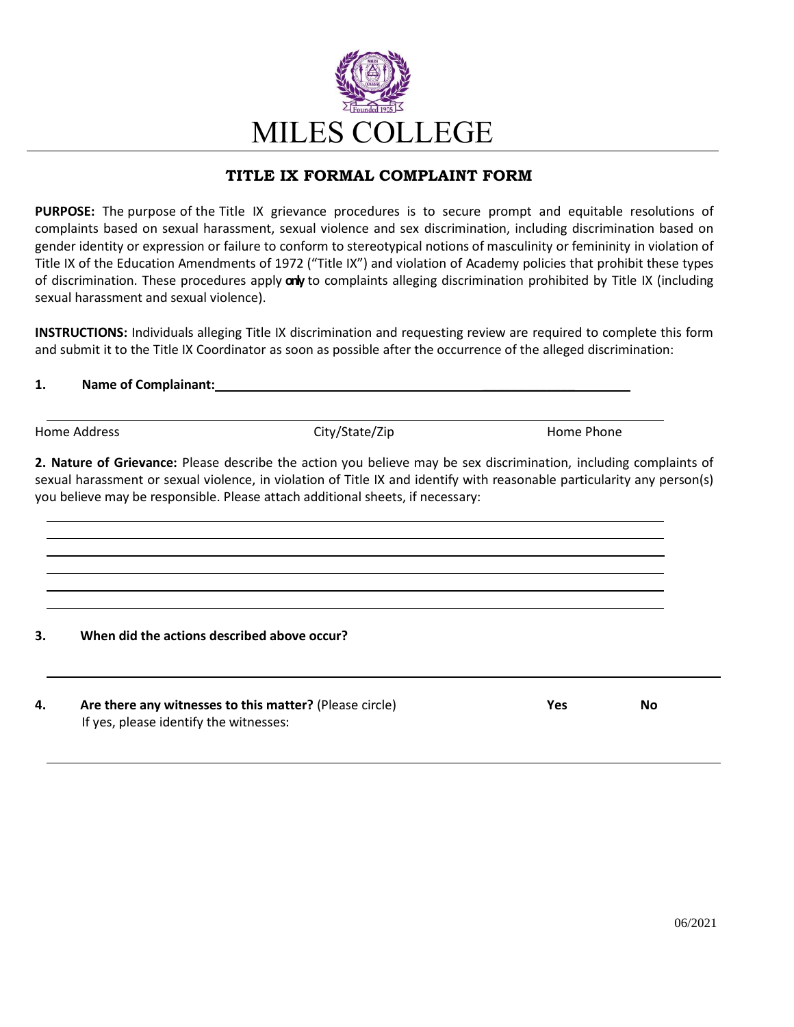# MILES COLLEGE

## TITLE IX FORMAL COMPLAINT FORM

**PURPOSE:** The purpose of the Title IX grievance procedures is to secure prompt and equitable resolutions of complaints based on sexual harassment, sexual violence and sex discrimination, including discrimination based on gender identity or expression or failure to conform to stereotypical notions of masculinity or femininity in violation of Title IX of the Education Amendments of 1972 ("Title IX") and violation of Academy policies that prohibit these types of discrimination. These procedures apply **only** to complaints alleging discrimination prohibited by Title IX (including sexual harassment and sexual violence).

**INSTRUCTIONS:** Individuals alleging Title IX discrimination and requesting review are required to complete this form and submit it to the Title IX Coordinator as soon as possible after the occurrence of the alleged discrimination:

**1. Name of Complainant:** ________________________________________________

______________________________________________________________________

Home Address City/State/Zip Home Phone

**2. Nature of Grievance:** Please describe the action you believe may be sex discrimination, including complaints of sexual harassment or sexual violence, in violation of Title IX and identify with reasonable particularity any person(s) you believe may be responsible. Please attach additional sheets, if necessary:

______________________________________________________________________

______________________________________________________________________

______________________________________________________________________

______________________________________________________________________

______________________________________________________________________

______________________________________________________________________

**3. When did the actions described above occur?**

______________________________________________________________________

**4. Are there any witnesses to this matter?** (Please circle) **Yes** **No**

If yes, please identify the witnesses:

______________________________________________________________________

06/2021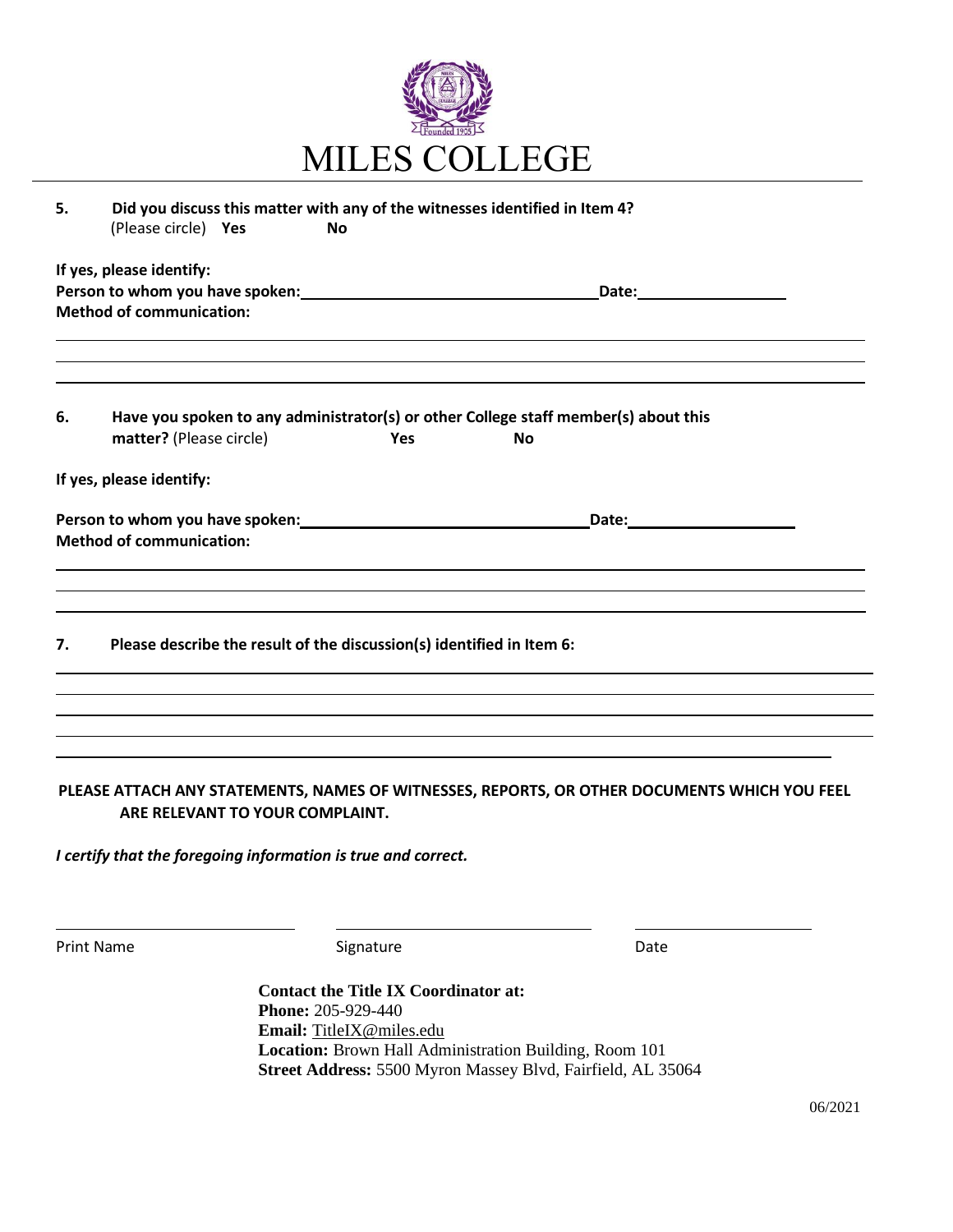# MILES COLLEGE

**5. Did you discuss this matter with any of the witnesses identified in Item 4?**
(Please circle) **Yes** **No**

**If yes, please identify:**
**Person to whom you have spoken:**\_\_\_\_\_\_\_\_\_\_\_\_\_\_\_\_\_\_\_\_\_\_\_\_\_\_\_\_\_\_\_\_\_\_**Date:**\_\_\_\_\_\_\_\_\_\_\_\_\_\_\_\_\_\_
**Method of communication:**

**6. Have you spoken to any administrator(s) or other College staff member(s) about this matter?** (Please circle) **Yes** **No**

**If yes, please identify:**

**Person to whom you have spoken:**\_\_\_\_\_\_\_\_\_\_\_\_\_\_\_\_\_\_\_\_\_\_\_\_\_\_\_\_\_\_\_\_\_\_**Date:**\_\_\_\_\_\_\_\_\_\_\_\_\_\_\_\_\_\_
**Method of communication:**

**7. Please describe the result of the discussion(s) identified in Item 6:**

**PLEASE ATTACH ANY STATEMENTS, NAMES OF WITNESSES, REPORTS, OR OTHER DOCUMENTS WHICH YOU FEEL ARE RELEVANT TO YOUR COMPLAINT.**

***I certify that the foregoing information is true and correct.***

Print Name \_\_\_\_\_\_\_\_\_\_\_\_\_\_\_\_\_\_\_\_ Signature \_\_\_\_\_\_\_\_\_\_\_\_\_\_\_\_\_\_\_\_ Date \_\_\_\_\_\_\_\_\_\_\_\_\_\_\_\_\_\_\_\_

**Contact the Title IX Coordinator at:**
**Phone:** 205-929-440
**Email:** TitleIX@miles.edu
**Location:** Brown Hall Administration Building, Room 101
**Street Address:** 5500 Myron Massey Blvd, Fairfield, AL 35064

06/2021